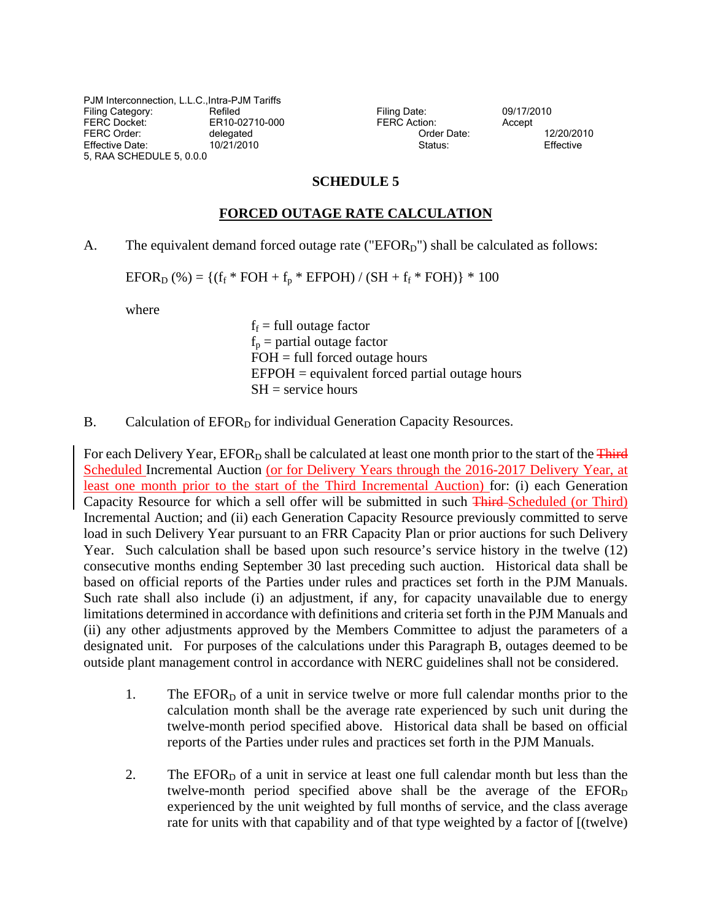PJM Interconnection, L.L.C.,Intra-PJM Tariffs

| | | | |
|---|---|---|---|
| Filing Category: | Refiled | Filing Date: | 09/17/2010 |
| FERC Docket: | ER10-02710-000 | FERC Action: | Accept |
| FERC Order: | delegated | Order Date: | 12/20/2010 |
| Effective Date: | 10/21/2010 | Status: | Effective |

5, RAA SCHEDULE 5, 0.0.0

# SCHEDULE 5

## FORCED OUTAGE RATE CALCULATION

A. The equivalent demand forced outage rate ("$EFOR_D$") shall be calculated as follows:

$$EFOR_D (\%) = \{(f_f * FOH + f_p * EFPOH) / (SH + f_f * FOH)\} * 100$$

where

$f_f$ = full outage factor
$f_p$ = partial outage factor
FOH = full forced outage hours
EFPOH = equivalent forced partial outage hours
SH = service hours

B. Calculation of $EFOR_D$ for individual Generation Capacity Resources.

For each Delivery Year, $EFOR_D$ shall be calculated at least one month prior to the start of the ~~Third~~ Scheduled Incremental Auction (or for Delivery Years through the 2016-2017 Delivery Year, at least one month prior to the start of the Third Incremental Auction) for: (i) each Generation Capacity Resource for which a sell offer will be submitted in such ~~Third~~ Scheduled (or Third) Incremental Auction; and (ii) each Generation Capacity Resource previously committed to serve load in such Delivery Year pursuant to an FRR Capacity Plan or prior auctions for such Delivery Year. Such calculation shall be based upon such resource's service history in the twelve (12) consecutive months ending September 30 last preceding such auction. Historical data shall be based on official reports of the Parties under rules and practices set forth in the PJM Manuals. Such rate shall also include (i) an adjustment, if any, for capacity unavailable due to energy limitations determined in accordance with definitions and criteria set forth in the PJM Manuals and (ii) any other adjustments approved by the Members Committee to adjust the parameters of a designated unit. For purposes of the calculations under this Paragraph B, outages deemed to be outside plant management control in accordance with NERC guidelines shall not be considered.

1. The $EFOR_D$ of a unit in service twelve or more full calendar months prior to the calculation month shall be the average rate experienced by such unit during the twelve-month period specified above. Historical data shall be based on official reports of the Parties under rules and practices set forth in the PJM Manuals.

2. The $EFOR_D$ of a unit in service at least one full calendar month but less than the twelve-month period specified above shall be the average of the $EFOR_D$ experienced by the unit weighted by full months of service, and the class average rate for units with that capability and of that type weighted by a factor of [(twelve)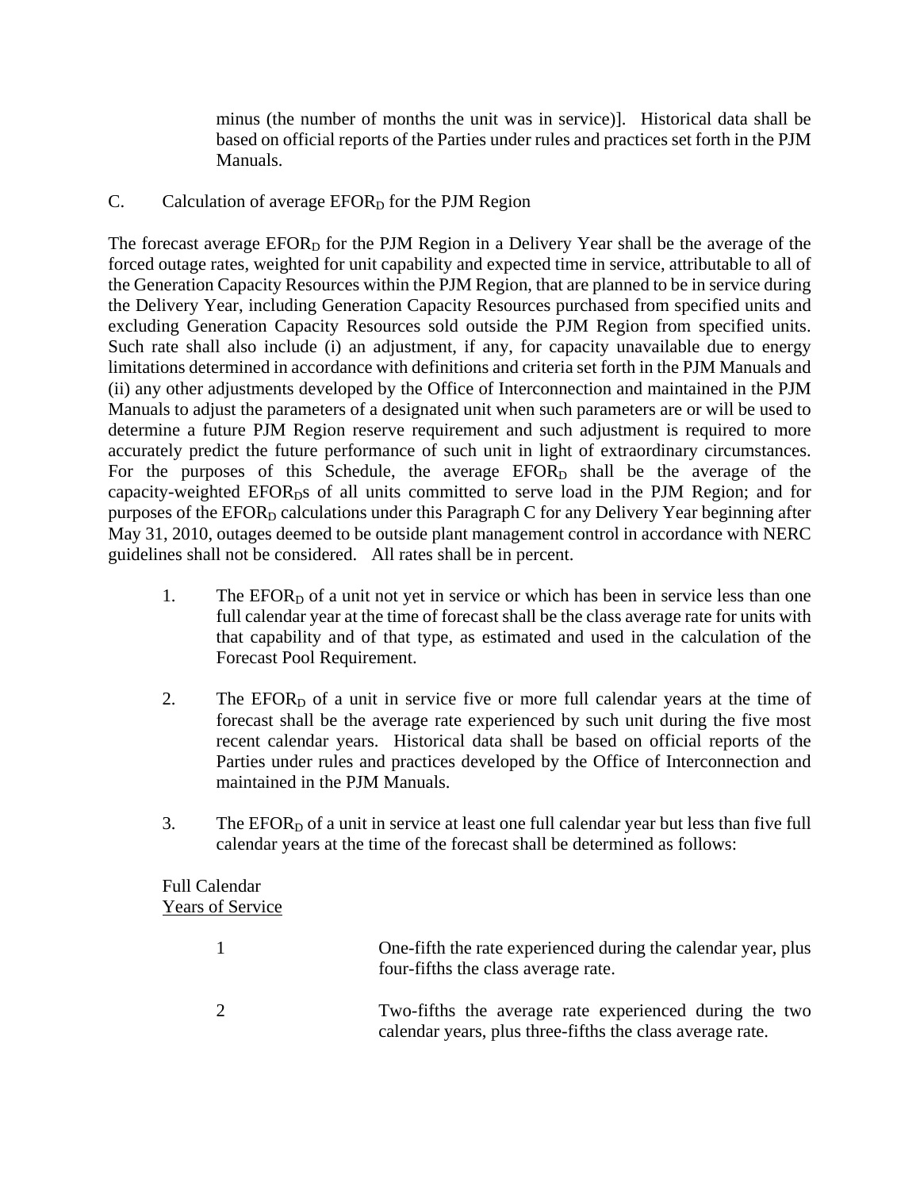minus (the number of months the unit was in service)]. Historical data shall be based on official reports of the Parties under rules and practices set forth in the PJM Manuals.

C. Calculation of average $EFOR_D$ for the PJM Region

The forecast average $EFOR_D$ for the PJM Region in a Delivery Year shall be the average of the forced outage rates, weighted for unit capability and expected time in service, attributable to all of the Generation Capacity Resources within the PJM Region, that are planned to be in service during the Delivery Year, including Generation Capacity Resources purchased from specified units and excluding Generation Capacity Resources sold outside the PJM Region from specified units. Such rate shall also include (i) an adjustment, if any, for capacity unavailable due to energy limitations determined in accordance with definitions and criteria set forth in the PJM Manuals and (ii) any other adjustments developed by the Office of Interconnection and maintained in the PJM Manuals to adjust the parameters of a designated unit when such parameters are or will be used to determine a future PJM Region reserve requirement and such adjustment is required to more accurately predict the future performance of such unit in light of extraordinary circumstances. For the purposes of this Schedule, the average $EFOR_D$ shall be the average of the capacity-weighted $EFOR_D$s of all units committed to serve load in the PJM Region; and for purposes of the $EFOR_D$ calculations under this Paragraph C for any Delivery Year beginning after May 31, 2010, outages deemed to be outside plant management control in accordance with NERC guidelines shall not be considered. All rates shall be in percent.

1. The $EFOR_D$ of a unit not yet in service or which has been in service less than one full calendar year at the time of forecast shall be the class average rate for units with that capability and of that type, as estimated and used in the calculation of the Forecast Pool Requirement.

2. The $EFOR_D$ of a unit in service five or more full calendar years at the time of forecast shall be the average rate experienced by such unit during the five most recent calendar years. Historical data shall be based on official reports of the Parties under rules and practices developed by the Office of Interconnection and maintained in the PJM Manuals.

3. The $EFOR_D$ of a unit in service at least one full calendar year but less than five full calendar years at the time of the forecast shall be determined as follows:

| Full Calendar Years of Service | |
|---|---|
| 1 | One-fifth the rate experienced during the calendar year, plus four-fifths the class average rate. |
| 2 | Two-fifths the average rate experienced during the two calendar years, plus three-fifths the class average rate. |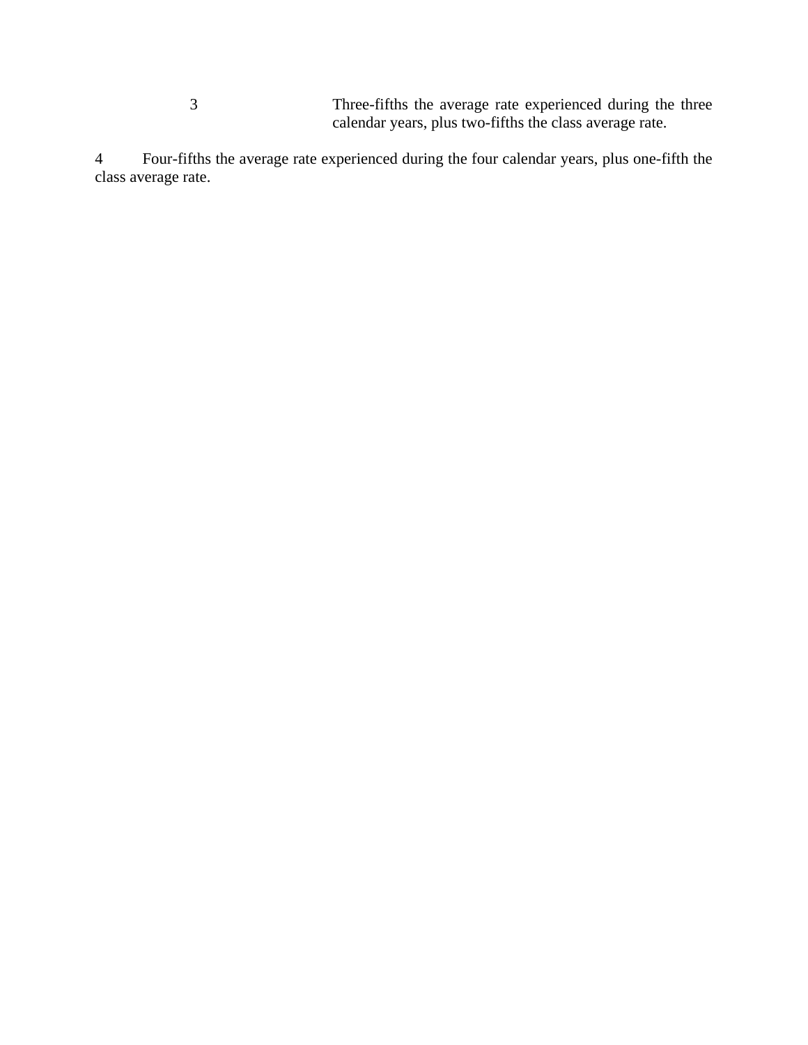| | |
|---|---|
| 3 | Three-fifths the average rate experienced during the three calendar years, plus two-fifths the class average rate. |
| 4 | Four-fifths the average rate experienced during the four calendar years, plus one-fifth the class average rate. |